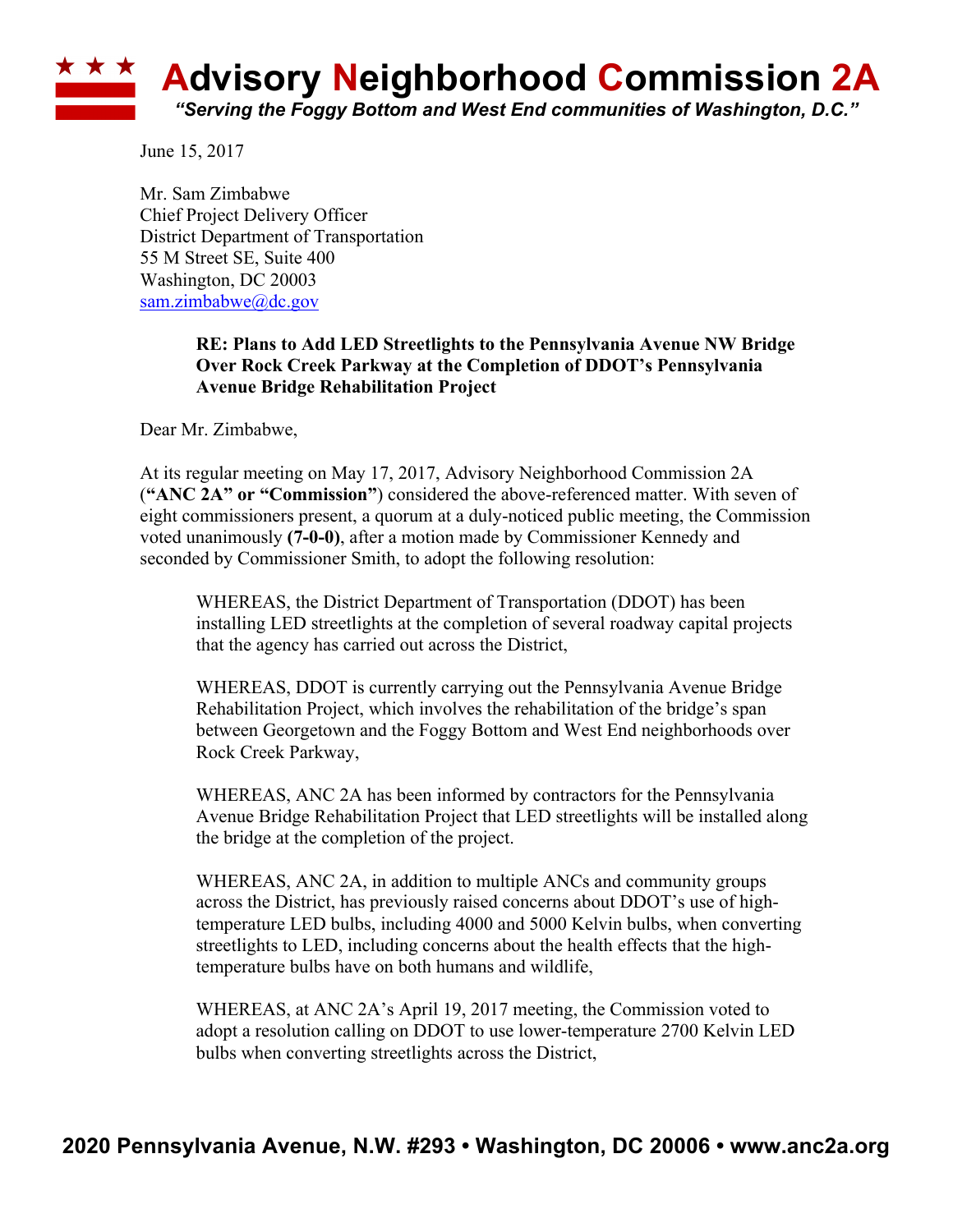# Advisory Neighborhood Commission 2A

*"Serving the Foggy Bottom and West End communities of Washington, D.C."*

June 15, 2017

Mr. Sam Zimbabwe
Chief Project Delivery Officer
District Department of Transportation
55 M Street SE, Suite 400
Washington, DC 20003
sam.zimbabwe@dc.gov

**RE: Plans to Add LED Streetlights to the Pennsylvania Avenue NW Bridge Over Rock Creek Parkway at the Completion of DDOT's Pennsylvania Avenue Bridge Rehabilitation Project**

Dear Mr. Zimbabwe,

At its regular meeting on May 17, 2017, Advisory Neighborhood Commission 2A (**"ANC 2A" or "Commission"**) considered the above-referenced matter. With seven of eight commissioners present, a quorum at a duly-noticed public meeting, the Commission voted unanimously **(7-0-0)**, after a motion made by Commissioner Kennedy and seconded by Commissioner Smith, to adopt the following resolution:

> WHEREAS, the District Department of Transportation (DDOT) has been installing LED streetlights at the completion of several roadway capital projects that the agency has carried out across the District,
>
> WHEREAS, DDOT is currently carrying out the Pennsylvania Avenue Bridge Rehabilitation Project, which involves the rehabilitation of the bridge's span between Georgetown and the Foggy Bottom and West End neighborhoods over Rock Creek Parkway,
>
> WHEREAS, ANC 2A has been informed by contractors for the Pennsylvania Avenue Bridge Rehabilitation Project that LED streetlights will be installed along the bridge at the completion of the project.
>
> WHEREAS, ANC 2A, in addition to multiple ANCs and community groups across the District, has previously raised concerns about DDOT's use of high-temperature LED bulbs, including 4000 and 5000 Kelvin bulbs, when converting streetlights to LED, including concerns about the health effects that the high-temperature bulbs have on both humans and wildlife,
>
> WHEREAS, at ANC 2A's April 19, 2017 meeting, the Commission voted to adopt a resolution calling on DDOT to use lower-temperature 2700 Kelvin LED bulbs when converting streetlights across the District,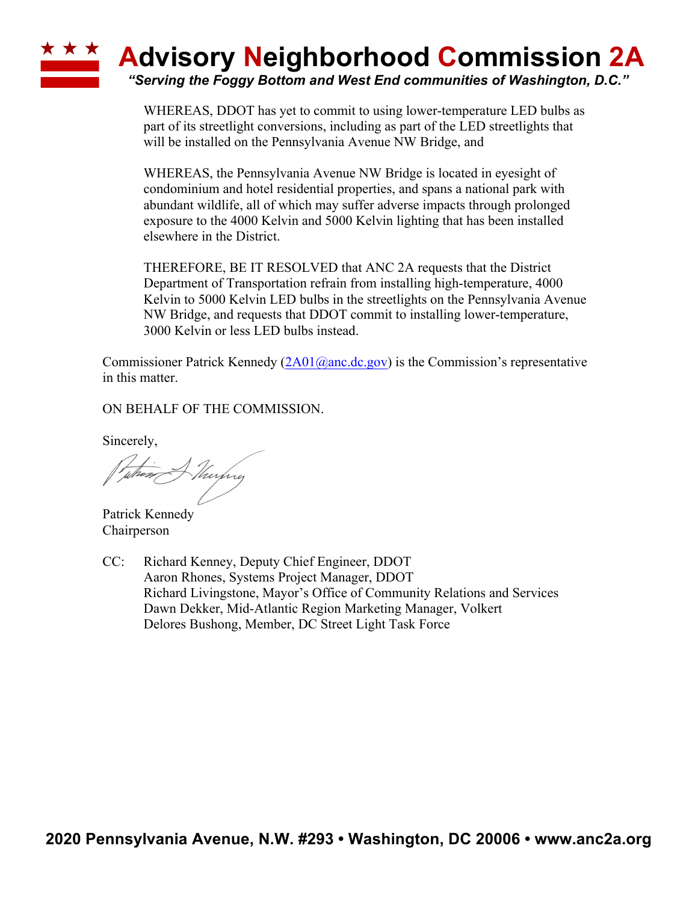WHEREAS, DDOT has yet to commit to using lower-temperature LED bulbs as part of its streetlight conversions, including as part of the LED streetlights that will be installed on the Pennsylvania Avenue NW Bridge, and

WHEREAS, the Pennsylvania Avenue NW Bridge is located in eyesight of condominium and hotel residential properties, and spans a national park with abundant wildlife, all of which may suffer adverse impacts through prolonged exposure to the 4000 Kelvin and 5000 Kelvin lighting that has been installed elsewhere in the District.

THEREFORE, BE IT RESOLVED that ANC 2A requests that the District Department of Transportation refrain from installing high-temperature, 4000 Kelvin to 5000 Kelvin LED bulbs in the streetlights on the Pennsylvania Avenue NW Bridge, and requests that DDOT commit to installing lower-temperature, 3000 Kelvin or less LED bulbs instead.

Commissioner Patrick Kennedy (2A01@anc.dc.gov) is the Commission's representative in this matter.

ON BEHALF OF THE COMMISSION.

Sincerely,

Patrick Kennedy
Chairperson

CC: Richard Kenney, Deputy Chief Engineer, DDOT
Aaron Rhones, Systems Project Manager, DDOT
Richard Livingstone, Mayor's Office of Community Relations and Services
Dawn Dekker, Mid-Atlantic Region Marketing Manager, Volkert
Delores Bushong, Member, DC Street Light Task Force